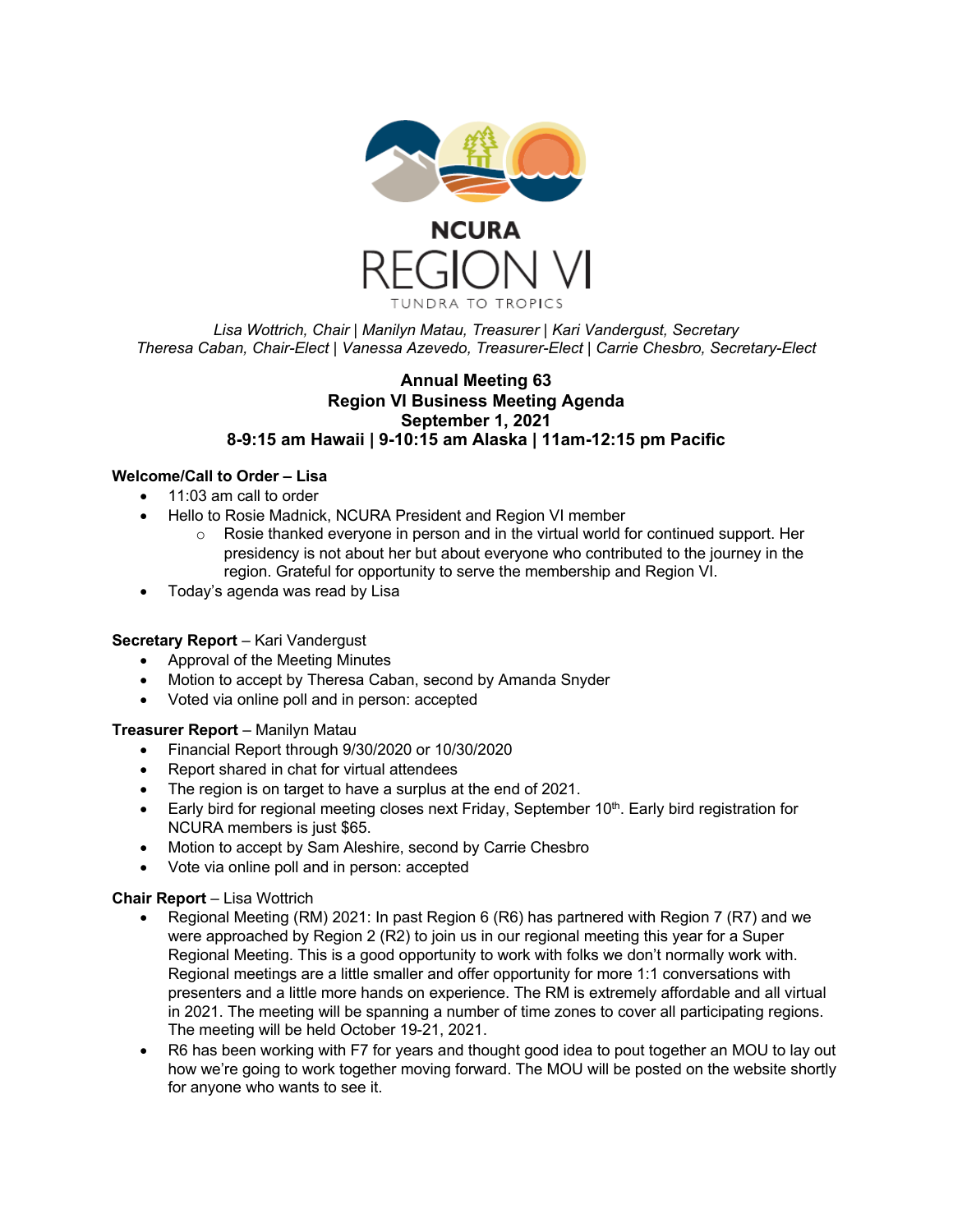NCURA REGION VI

TUNDRA TO TROPICS

*Lisa Wottrich, Chair | Manilyn Matau, Treasurer | Kari Vandergust, Secretary*
*Theresa Caban, Chair-Elect | Vanessa Azevedo, Treasurer-Elect | Carrie Chesbro, Secretary-Elect*

**Annual Meeting 63**
**Region VI Business Meeting Agenda**
**September 1, 2021**
**8-9:15 am Hawaii | 9-10:15 am Alaska | 11am-12:15 pm Pacific**

**Welcome/Call to Order – Lisa**

- 11:03 am call to order
- Hello to Rosie Madnick, NCURA President and Region VI member
  - Rosie thanked everyone in person and in the virtual world for continued support. Her presidency is not about her but about everyone who contributed to the journey in the region. Grateful for opportunity to serve the membership and Region VI.
- Today's agenda was read by Lisa

**Secretary Report** – Kari Vandergust

- Approval of the Meeting Minutes
- Motion to accept by Theresa Caban, second by Amanda Snyder
- Voted via online poll and in person: accepted

**Treasurer Report** – Manilyn Matau

- Financial Report through 9/30/2020 or 10/30/2020
- Report shared in chat for virtual attendees
- The region is on target to have a surplus at the end of 2021.
- Early bird for regional meeting closes next Friday, September 10th. Early bird registration for NCURA members is just $65.
- Motion to accept by Sam Aleshire, second by Carrie Chesbro
- Vote via online poll and in person: accepted

**Chair Report** – Lisa Wottrich

- Regional Meeting (RM) 2021: In past Region 6 (R6) has partnered with Region 7 (R7) and we were approached by Region 2 (R2) to join us in our regional meeting this year for a Super Regional Meeting. This is a good opportunity to work with folks we don't normally work with. Regional meetings are a little smaller and offer opportunity for more 1:1 conversations with presenters and a little more hands on experience. The RM is extremely affordable and all virtual in 2021. The meeting will be spanning a number of time zones to cover all participating regions. The meeting will be held October 19-21, 2021.
- R6 has been working with F7 for years and thought good idea to pout together an MOU to lay out how we're going to work together moving forward. The MOU will be posted on the website shortly for anyone who wants to see it.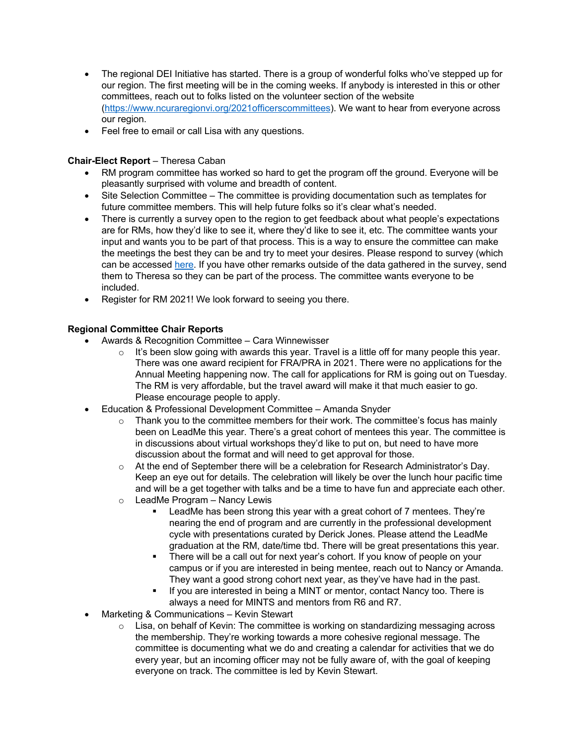- The regional DEI Initiative has started. There is a group of wonderful folks who've stepped up for our region. The first meeting will be in the coming weeks. If anybody is interested in this or other committees, reach out to folks listed on the volunteer section of the website (https://www.ncuraregionvi.org/2021officerscommittees). We want to hear from everyone across our region.
- Feel free to email or call Lisa with any questions.

**Chair-Elect Report** – Theresa Caban

- RM program committee has worked so hard to get the program off the ground. Everyone will be pleasantly surprised with volume and breadth of content.
- Site Selection Committee – The committee is providing documentation such as templates for future committee members. This will help future folks so it's clear what's needed.
- There is currently a survey open to the region to get feedback about what people's expectations are for RMs, how they'd like to see it, where they'd like to see it, etc. The committee wants your input and wants you to be part of that process. This is a way to ensure the committee can make the meetings the best they can be and try to meet your desires. Please respond to survey (which can be accessed here. If you have other remarks outside of the data gathered in the survey, send them to Theresa so they can be part of the process. The committee wants everyone to be included.
- Register for RM 2021! We look forward to seeing you there.

**Regional Committee Chair Reports**

- Awards & Recognition Committee – Cara Winnewisser
  - It's been slow going with awards this year. Travel is a little off for many people this year. There was one award recipient for FRA/PRA in 2021. There were no applications for the Annual Meeting happening now. The call for applications for RM is going out on Tuesday. The RM is very affordable, but the travel award will make it that much easier to go. Please encourage people to apply.
- Education & Professional Development Committee – Amanda Snyder
  - Thank you to the committee members for their work. The committee's focus has mainly been on LeadMe this year. There's a great cohort of mentees this year. The committee is in discussions about virtual workshops they'd like to put on, but need to have more discussion about the format and will need to get approval for those.
  - At the end of September there will be a celebration for Research Administrator's Day. Keep an eye out for details. The celebration will likely be over the lunch hour pacific time and will be a get together with talks and be a time to have fun and appreciate each other.
  - LeadMe Program – Nancy Lewis
    - LeadMe has been strong this year with a great cohort of 7 mentees. They're nearing the end of program and are currently in the professional development cycle with presentations curated by Derick Jones. Please attend the LeadMe graduation at the RM, date/time tbd. There will be great presentations this year.
    - There will be a call out for next year's cohort. If you know of people on your campus or if you are interested in being mentee, reach out to Nancy or Amanda. They want a good strong cohort next year, as they've have had in the past.
    - If you are interested in being a MINT or mentor, contact Nancy too. There is always a need for MINTS and mentors from R6 and R7.
- Marketing & Communications – Kevin Stewart
  - Lisa, on behalf of Kevin: The committee is working on standardizing messaging across the membership. They're working towards a more cohesive regional message. The committee is documenting what we do and creating a calendar for activities that we do every year, but an incoming officer may not be fully aware of, with the goal of keeping everyone on track. The committee is led by Kevin Stewart.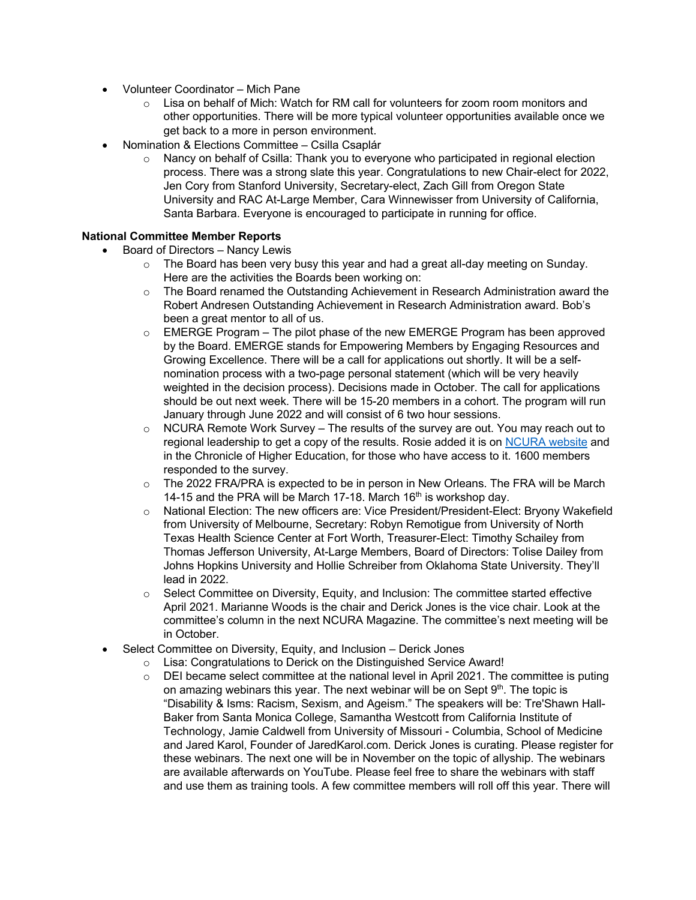- Volunteer Coordinator – Mich Pane
    - Lisa on behalf of Mich: Watch for RM call for volunteers for zoom room monitors and other opportunities. There will be more typical volunteer opportunities available once we get back to a more in person environment.
- Nomination & Elections Committee – Csilla Csaplár
    - Nancy on behalf of Csilla: Thank you to everyone who participated in regional election process. There was a strong slate this year. Congratulations to new Chair-elect for 2022, Jen Cory from Stanford University, Secretary-elect, Zach Gill from Oregon State University and RAC At-Large Member, Cara Winnewisser from University of California, Santa Barbara. Everyone is encouraged to participate in running for office.

**National Committee Member Reports**

- Board of Directors – Nancy Lewis
    - The Board has been very busy this year and had a great all-day meeting on Sunday. Here are the activities the Boards been working on:
    - The Board renamed the Outstanding Achievement in Research Administration award the Robert Andresen Outstanding Achievement in Research Administration award. Bob's been a great mentor to all of us.
    - EMERGE Program – The pilot phase of the new EMERGE Program has been approved by the Board. EMERGE stands for Empowering Members by Engaging Resources and Growing Excellence. There will be a call for applications out shortly. It will be a self-nomination process with a two-page personal statement (which will be very heavily weighted in the decision process). Decisions made in October. The call for applications should be out next week. There will be 15-20 members in a cohort. The program will run January through June 2022 and will consist of 6 two hour sessions.
    - NCURA Remote Work Survey – The results of the survey are out. You may reach out to regional leadership to get a copy of the results. Rosie added it is on NCURA website and in the Chronicle of Higher Education, for those who have access to it. 1600 members responded to the survey.
    - The 2022 FRA/PRA is expected to be in person in New Orleans. The FRA will be March 14-15 and the PRA will be March 17-18. March 16th is workshop day.
    - National Election: The new officers are: Vice President/President-Elect: Bryony Wakefield from University of Melbourne, Secretary: Robyn Remotigue from University of North Texas Health Science Center at Fort Worth, Treasurer-Elect: Timothy Schailey from Thomas Jefferson University, At-Large Members, Board of Directors: Tolise Dailey from Johns Hopkins University and Hollie Schreiber from Oklahoma State University. They'll lead in 2022.
    - Select Committee on Diversity, Equity, and Inclusion: The committee started effective April 2021. Marianne Woods is the chair and Derick Jones is the vice chair. Look at the committee's column in the next NCURA Magazine. The committee's next meeting will be in October.
- Select Committee on Diversity, Equity, and Inclusion – Derick Jones
    - Lisa: Congratulations to Derick on the Distinguished Service Award!
    - DEI became select committee at the national level in April 2021. The committee is puting on amazing webinars this year. The next webinar will be on Sept 9th. The topic is "Disability & Isms: Racism, Sexism, and Ageism." The speakers will be: Tre'Shawn Hall-Baker from Santa Monica College, Samantha Westcott from California Institute of Technology, Jamie Caldwell from University of Missouri - Columbia, School of Medicine and Jared Karol, Founder of JaredKarol.com. Derick Jones is curating. Please register for these webinars. The next one will be in November on the topic of allyship. The webinars are available afterwards on YouTube. Please feel free to share the webinars with staff and use them as training tools. A few committee members will roll off this year. There will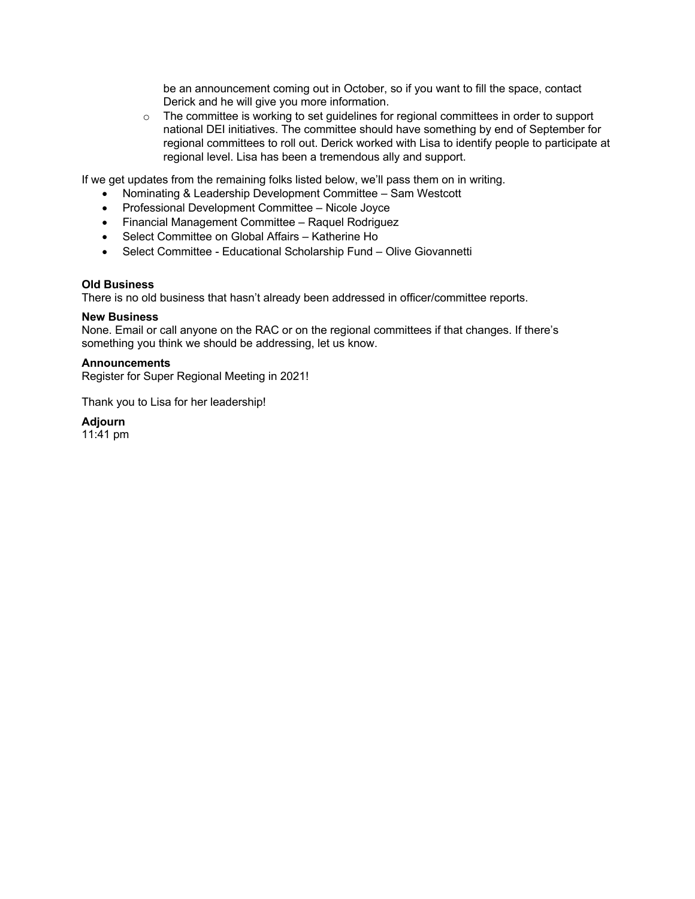- be an announcement coming out in October, so if you want to fill the space, contact Derick and he will give you more information.
  - The committee is working to set guidelines for regional committees in order to support national DEI initiatives. The committee should have something by end of September for regional committees to roll out. Derick worked with Lisa to identify people to participate at regional level. Lisa has been a tremendous ally and support.

If we get updates from the remaining folks listed below, we'll pass them on in writing.

- Nominating & Leadership Development Committee – Sam Westcott
- Professional Development Committee – Nicole Joyce
- Financial Management Committee – Raquel Rodriguez
- Select Committee on Global Affairs – Katherine Ho
- Select Committee - Educational Scholarship Fund – Olive Giovannetti

**Old Business**

There is no old business that hasn't already been addressed in officer/committee reports.

**New Business**

None. Email or call anyone on the RAC or on the regional committees if that changes. If there's something you think we should be addressing, let us know.

**Announcements**

Register for Super Regional Meeting in 2021!

Thank you to Lisa for her leadership!

**Adjourn**

11:41 pm